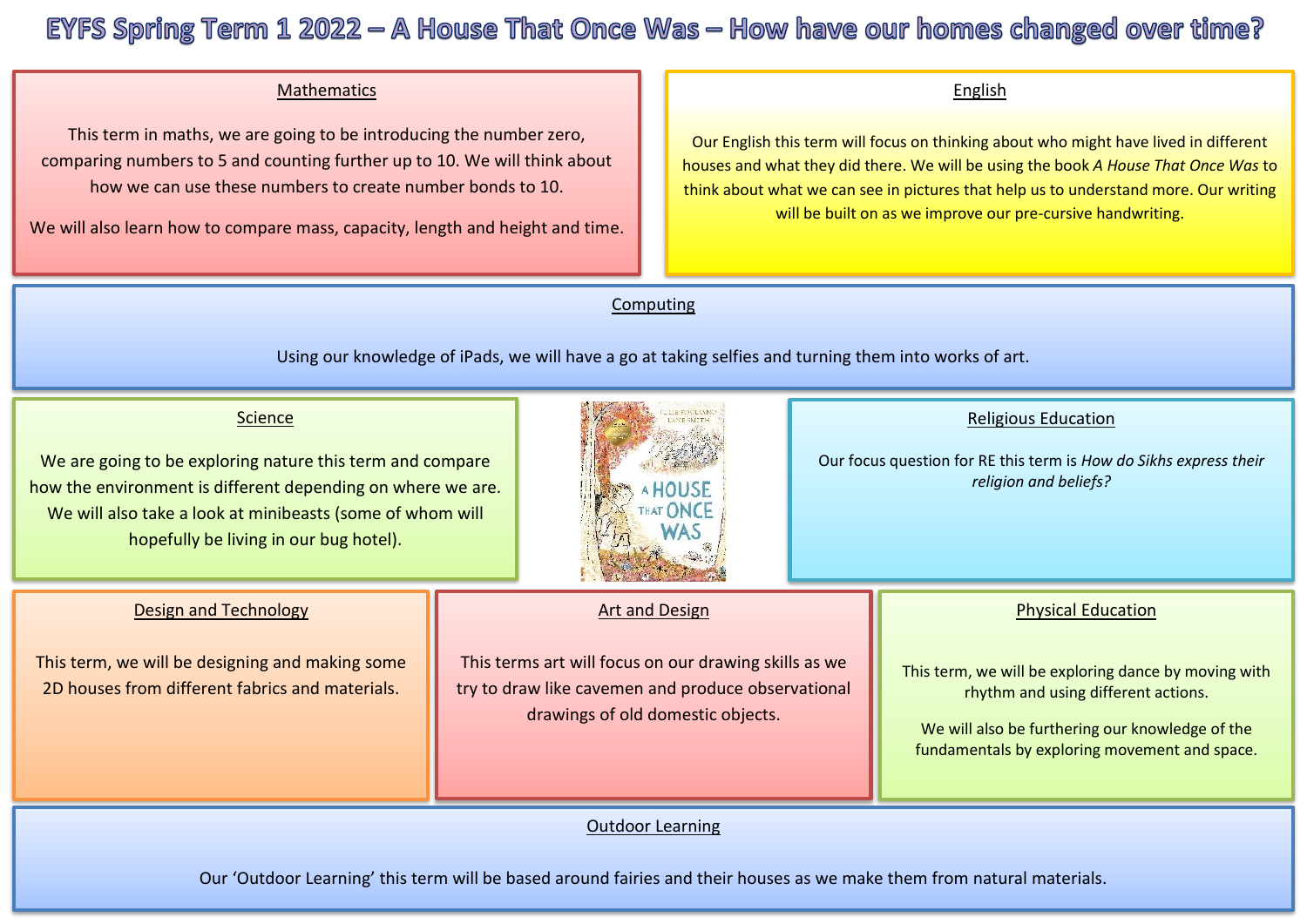# EYFS Spring Term 1 2022 – A House That Once Was – How have our homes changed over time?

## Mathematics

This term in maths, we are going to be introducing the number zero, comparing numbers to 5 and counting further up to 10. We will think about how we can use these numbers to create number bonds to 10.

We will also learn how to compare mass, capacity, length and height and time.

## English

Our English this term will focus on thinking about who might have lived in different houses and what they did there. We will be using the book *A House That Once Was* to think about what we can see in pictures that help us to understand more. Our writing will be built on as we improve our pre-cursive handwriting.

## Computing

Using our knowledge of iPads, we will have a go at taking selfies and turning them into works of art.

## Science

We are going to be exploring nature this term and compare how the environment is different depending on where we are. We will also take a look at minibeasts (some of whom will hopefully be living in our bug hotel).

## Religious Education

Our focus question for RE this term is *How do Sikhs express their religion and beliefs?*

## Design and Technology

This term, we will be designing and making some 2D houses from different fabrics and materials.

## Art and Design

This terms art will focus on our drawing skills as we try to draw like cavemen and produce observational drawings of old domestic objects.

## Physical Education

This term, we will be exploring dance by moving with rhythm and using different actions.

We will also be furthering our knowledge of the fundamentals by exploring movement and space.

## Outdoor Learning

Our 'Outdoor Learning' this term will be based around fairies and their houses as we make them from natural materials.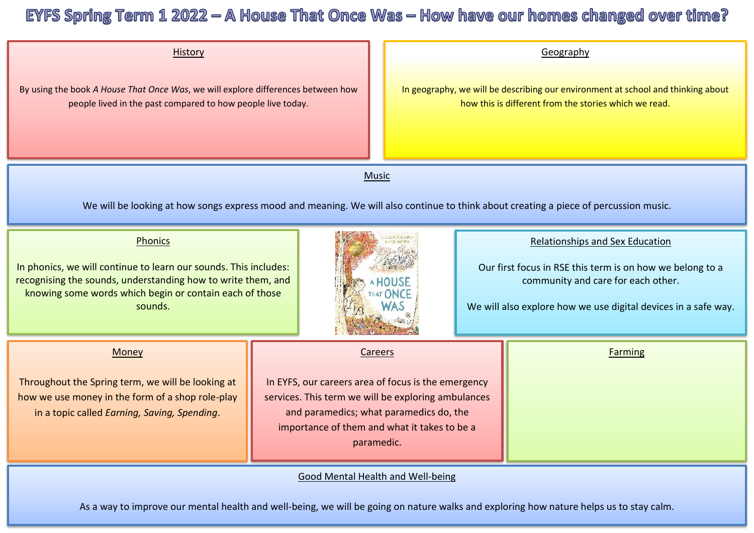# EYFS Spring Term 1 2022 – A House That Once Was – How have our homes changed over time?

## History

By using the book *A House That Once Was*, we will explore differences between how people lived in the past compared to how people live today.

## Geography

In geography, we will be describing our environment at school and thinking about how this is different from the stories which we read.

## Music

We will be looking at how songs express mood and meaning. We will also continue to think about creating a piece of percussion music.

## Phonics

In phonics, we will continue to learn our sounds. This includes: recognising the sounds, understanding how to write them, and knowing some words which begin or contain each of those sounds.

## Relationships and Sex Education

Our first focus in RSE this term is on how we belong to a community and care for each other.

We will also explore how we use digital devices in a safe way.

## Money

Throughout the Spring term, we will be looking at how we use money in the form of a shop role-play in a topic called *Earning, Saving, Spending*.

## Careers

In EYFS, our careers area of focus is the emergency services. This term we will be exploring ambulances and paramedics; what paramedics do, the importance of them and what it takes to be a paramedic.

## Farming

## Good Mental Health and Well-being

As a way to improve our mental health and well-being, we will be going on nature walks and exploring how nature helps us to stay calm.